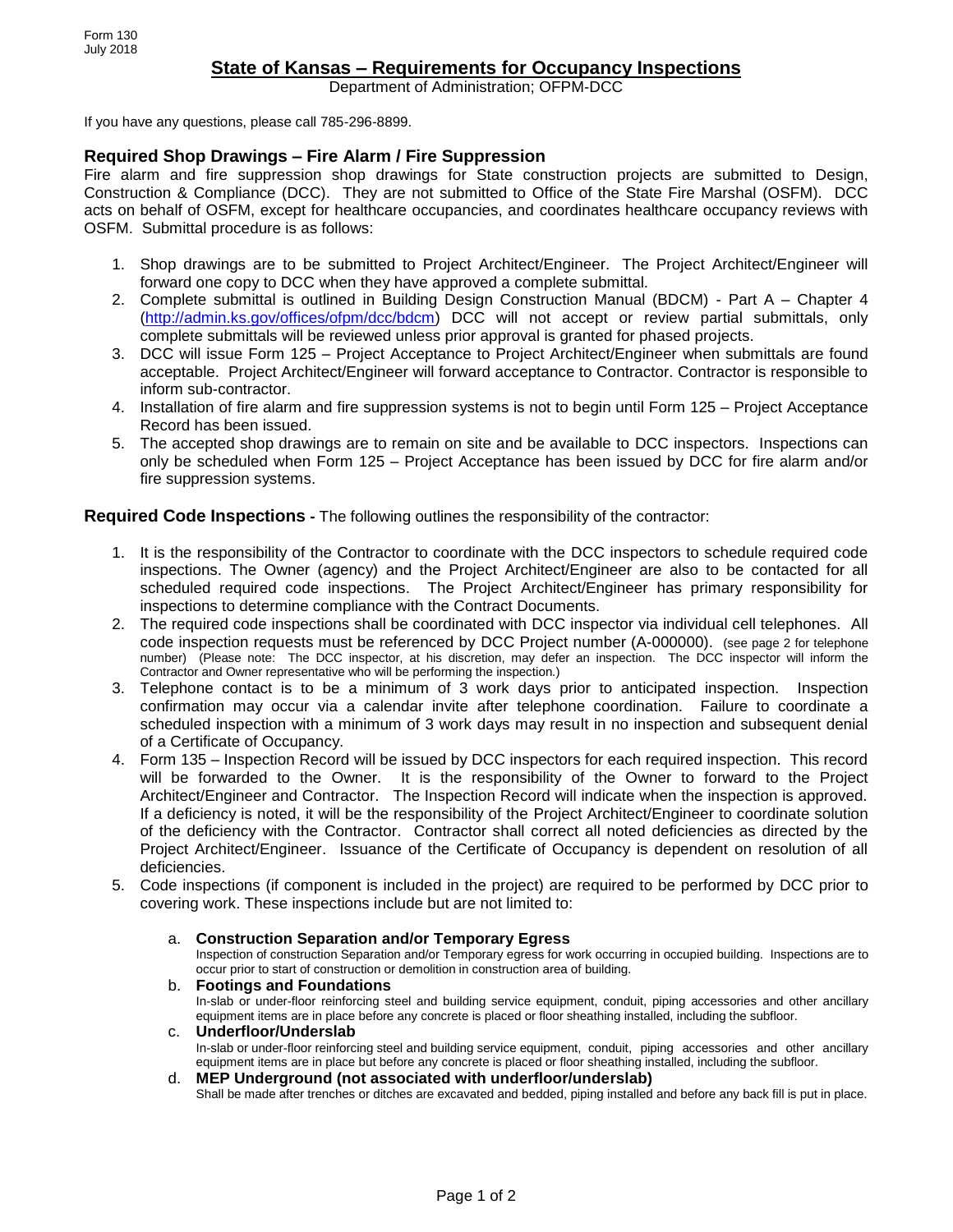Form 130
July 2018

# State of Kansas – Requirements for Occupancy Inspections

Department of Administration; OFPM-DCC

If you have any questions, please call 785-296-8899.

## Required Shop Drawings – Fire Alarm / Fire Suppression

Fire alarm and fire suppression shop drawings for State construction projects are submitted to Design, Construction & Compliance (DCC). They are not submitted to Office of the State Fire Marshal (OSFM). DCC acts on behalf of OSFM, except for healthcare occupancies, and coordinates healthcare occupancy reviews with OSFM. Submittal procedure is as follows:

1. Shop drawings are to be submitted to Project Architect/Engineer. The Project Architect/Engineer will forward one copy to DCC when they have approved a complete submittal.
2. Complete submittal is outlined in Building Design Construction Manual (BDCM) - Part A – Chapter 4 (http://admin.ks.gov/offices/ofpm/dcc/bdcm) DCC will not accept or review partial submittals, only complete submittals will be reviewed unless prior approval is granted for phased projects.
3. DCC will issue Form 125 – Project Acceptance to Project Architect/Engineer when submittals are found acceptable. Project Architect/Engineer will forward acceptance to Contractor. Contractor is responsible to inform sub-contractor.
4. Installation of fire alarm and fire suppression systems is not to begin until Form 125 – Project Acceptance Record has been issued.
5. The accepted shop drawings are to remain on site and be available to DCC inspectors. Inspections can only be scheduled when Form 125 – Project Acceptance has been issued by DCC for fire alarm and/or fire suppression systems.

## Required Code Inspections - The following outlines the responsibility of the contractor:

1. It is the responsibility of the Contractor to coordinate with the DCC inspectors to schedule required code inspections. The Owner (agency) and the Project Architect/Engineer are also to be contacted for all scheduled required code inspections. The Project Architect/Engineer has primary responsibility for inspections to determine compliance with the Contract Documents.
2. The required code inspections shall be coordinated with DCC inspector via individual cell telephones. All code inspection requests must be referenced by DCC Project number (A-000000). (see page 2 for telephone number) (Please note: The DCC inspector, at his discretion, may defer an inspection. The DCC inspector will inform the Contractor and Owner representative who will be performing the inspection.)
3. Telephone contact is to be a minimum of 3 work days prior to anticipated inspection. Inspection confirmation may occur via a calendar invite after telephone coordination. Failure to coordinate a scheduled inspection with a minimum of 3 work days may result in no inspection and subsequent denial of a Certificate of Occupancy.
4. Form 135 – Inspection Record will be issued by DCC inspectors for each required inspection. This record will be forwarded to the Owner. It is the responsibility of the Owner to forward to the Project Architect/Engineer and Contractor. The Inspection Record will indicate when the inspection is approved. If a deficiency is noted, it will be the responsibility of the Project Architect/Engineer to coordinate solution of the deficiency with the Contractor. Contractor shall correct all noted deficiencies as directed by the Project Architect/Engineer. Issuance of the Certificate of Occupancy is dependent on resolution of all deficiencies.
5. Code inspections (if component is included in the project) are required to be performed by DCC prior to covering work. These inspections include but are not limited to:

   a. **Construction Separation and/or Temporary Egress**
   Inspection of construction Separation and/or Temporary egress for work occurring in occupied building. Inspections are to occur prior to start of construction or demolition in construction area of building.

   b. **Footings and Foundations**
   In-slab or under-floor reinforcing steel and building service equipment, conduit, piping accessories and other ancillary equipment items are in place before any concrete is placed or floor sheathing installed, including the subfloor.

   c. **Underfloor/Underslab**
   In-slab or under-floor reinforcing steel and building service equipment, conduit, piping accessories and other ancillary equipment items are in place but before any concrete is placed or floor sheathing installed, including the subfloor.

   d. **MEP Underground (not associated with underfloor/underslab)**
   Shall be made after trenches or ditches are excavated and bedded, piping installed and before any back fill is put in place.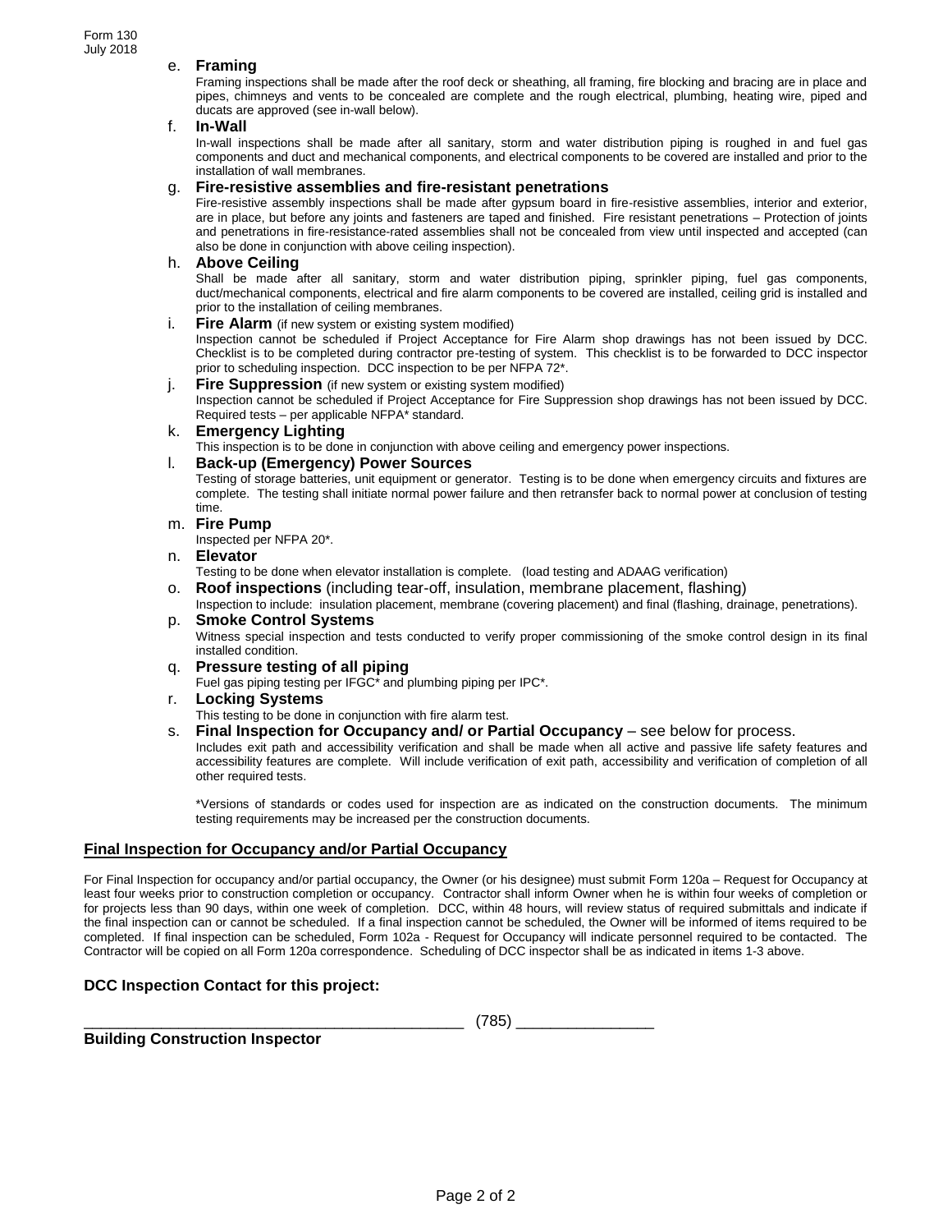e. **Framing**

Framing inspections shall be made after the roof deck or sheathing, all framing, fire blocking and bracing are in place and pipes, chimneys and vents to be concealed are complete and the rough electrical, plumbing, heating wire, piped and ducats are approved (see in-wall below).

f. **In-Wall**

In-wall inspections shall be made after all sanitary, storm and water distribution piping is roughed in and fuel gas components and duct and mechanical components, and electrical components to be covered are installed and prior to the installation of wall membranes.

g. **Fire-resistive assemblies and fire-resistant penetrations**

Fire-resistive assembly inspections shall be made after gypsum board in fire-resistive assemblies, interior and exterior, are in place, but before any joints and fasteners are taped and finished. Fire resistant penetrations – Protection of joints and penetrations in fire-resistance-rated assemblies shall not be concealed from view until inspected and accepted (can also be done in conjunction with above ceiling inspection).

h. **Above Ceiling**

Shall be made after all sanitary, storm and water distribution piping, sprinkler piping, fuel gas components, duct/mechanical components, electrical and fire alarm components to be covered are installed, ceiling grid is installed and prior to the installation of ceiling membranes.

i. **Fire Alarm** (if new system or existing system modified)

Inspection cannot be scheduled if Project Acceptance for Fire Alarm shop drawings has not been issued by DCC. Checklist is to be completed during contractor pre-testing of system. This checklist is to be forwarded to DCC inspector prior to scheduling inspection. DCC inspection to be per NFPA 72*.

j. **Fire Suppression** (if new system or existing system modified)

Inspection cannot be scheduled if Project Acceptance for Fire Suppression shop drawings has not been issued by DCC. Required tests – per applicable NFPA* standard.

k. **Emergency Lighting**

This inspection is to be done in conjunction with above ceiling and emergency power inspections.

l. **Back-up (Emergency) Power Sources**

Testing of storage batteries, unit equipment or generator. Testing is to be done when emergency circuits and fixtures are complete. The testing shall initiate normal power failure and then retransfer back to normal power at conclusion of testing time.

m. **Fire Pump**

Inspected per NFPA 20*.

n. **Elevator**

Testing to be done when elevator installation is complete. (load testing and ADAAG verification)

o. **Roof inspections** (including tear-off, insulation, membrane placement, flashing)

Inspection to include: insulation placement, membrane (covering placement) and final (flashing, drainage, penetrations).

p. **Smoke Control Systems**

Witness special inspection and tests conducted to verify proper commissioning of the smoke control design in its final installed condition.

q. **Pressure testing of all piping**

Fuel gas piping testing per IFGC* and plumbing piping per IPC*.

r. **Locking Systems**

This testing to be done in conjunction with fire alarm test.

s. **Final Inspection for Occupancy and/ or Partial Occupancy** – see below for process.

Includes exit path and accessibility verification and shall be made when all active and passive life safety features and accessibility features are complete. Will include verification of exit path, accessibility and verification of completion of all other required tests.

*Versions of standards or codes used for inspection are as indicated on the construction documents. The minimum testing requirements may be increased per the construction documents.

## Final Inspection for Occupancy and/or Partial Occupancy

For Final Inspection for occupancy and/or partial occupancy, the Owner (or his designee) must submit Form 120a – Request for Occupancy at least four weeks prior to construction completion or occupancy. Contractor shall inform Owner when he is within four weeks of completion or for projects less than 90 days, within one week of completion. DCC, within 48 hours, will review status of required submittals and indicate if the final inspection can or cannot be scheduled. If a final inspection cannot be scheduled, the Owner will be informed of items required to be completed. If final inspection can be scheduled, Form 102a - Request for Occupancy will indicate personnel required to be contacted. The Contractor will be copied on all Form 120a correspondence. Scheduling of DCC inspector shall be as indicated in items 1-3 above.

## DCC Inspection Contact for this project:

_____________________________________________ (785) ________________

**Building Construction Inspector**